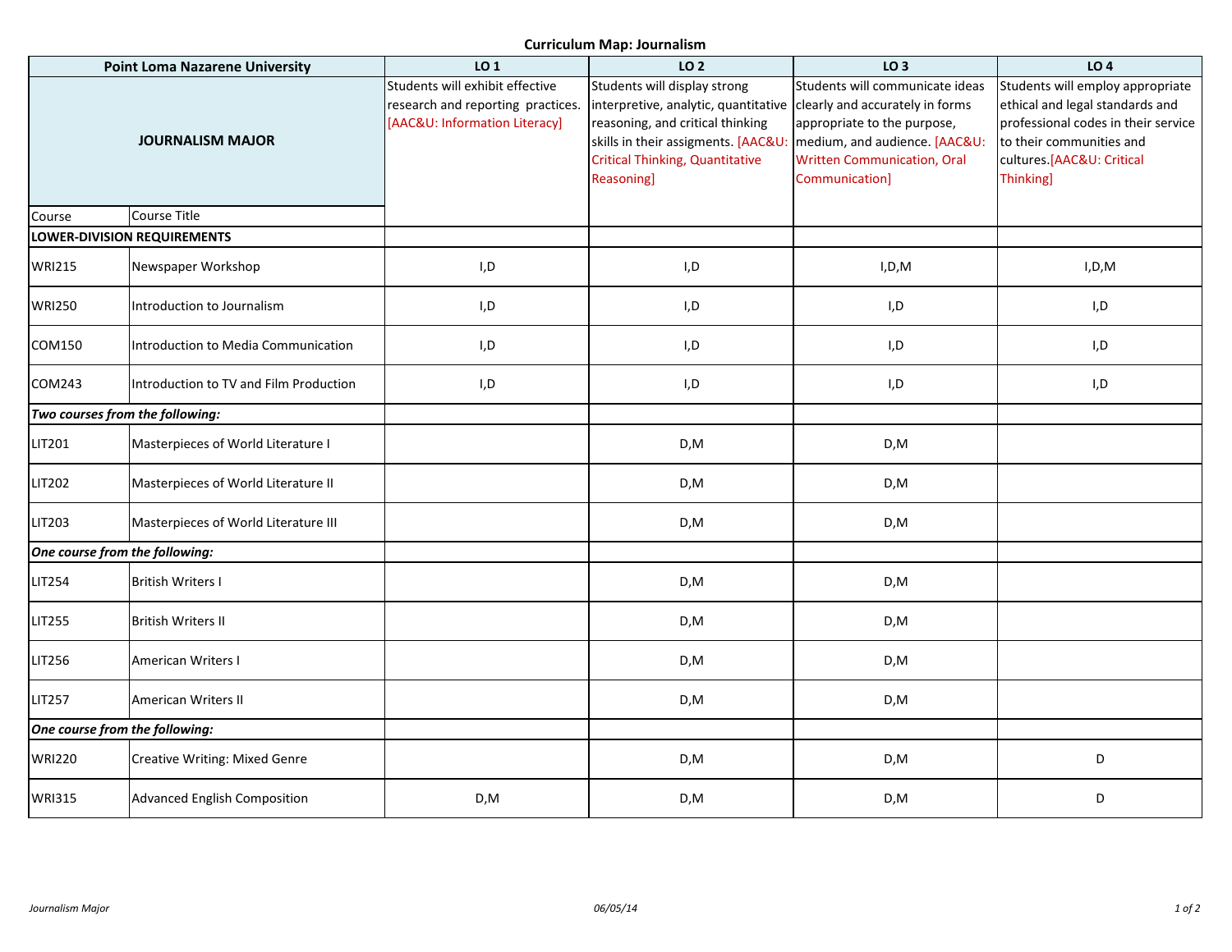# Curriculum Map: Journalism

| Point Loma Nazarene University | | LO 1 | LO 2 | LO 3 | LO 4 |
|---|---|---|---|---|---|
| **JOURNALISM MAJOR** | | Students will exhibit effective research and reporting practices. [AAC&U: Information Literacy] | Students will display strong interpretive, analytic, quantitative reasoning, and critical thinking skills in their assigments. [AAC&U: Critical Thinking, Quantitative Reasoning] | Students will communicate ideas clearly and accurately in forms appropriate to the purpose, medium, and audience. [AAC&U: Written Communication, Oral Communication] | Students will employ appropriate ethical and legal standards and professional codes in their service to their communities and cultures.[AAC&U: Critical Thinking] |
| Course | Course Title | | | | |
| **LOWER-DIVISION REQUIREMENTS** | | | | | |
| WRI215 | Newspaper Workshop | I,D | I,D | I,D,M | I,D,M |
| WRI250 | Introduction to Journalism | I,D | I,D | I,D | I,D |
| COM150 | Introduction to Media Communication | I,D | I,D | I,D | I,D |
| COM243 | Introduction to TV and Film Production | I,D | I,D | I,D | I,D |
| ***Two courses from the following:*** | | | | | |
| LIT201 | Masterpieces of World Literature I | | D,M | D,M | |
| LIT202 | Masterpieces of World Literature II | | D,M | D,M | |
| LIT203 | Masterpieces of World Literature III | | D,M | D,M | |
| ***One course from the following:*** | | | | | |
| LIT254 | British Writers I | | D,M | D,M | |
| LIT255 | British Writers II | | D,M | D,M | |
| LIT256 | American Writers I | | D,M | D,M | |
| LIT257 | American Writers II | | D,M | D,M | |
| ***One course from the following:*** | | | | | |
| WRI220 | Creative Writing: Mixed Genre | | D,M | D,M | D |
| WRI315 | Advanced English Composition | D,M | D,M | D,M | D |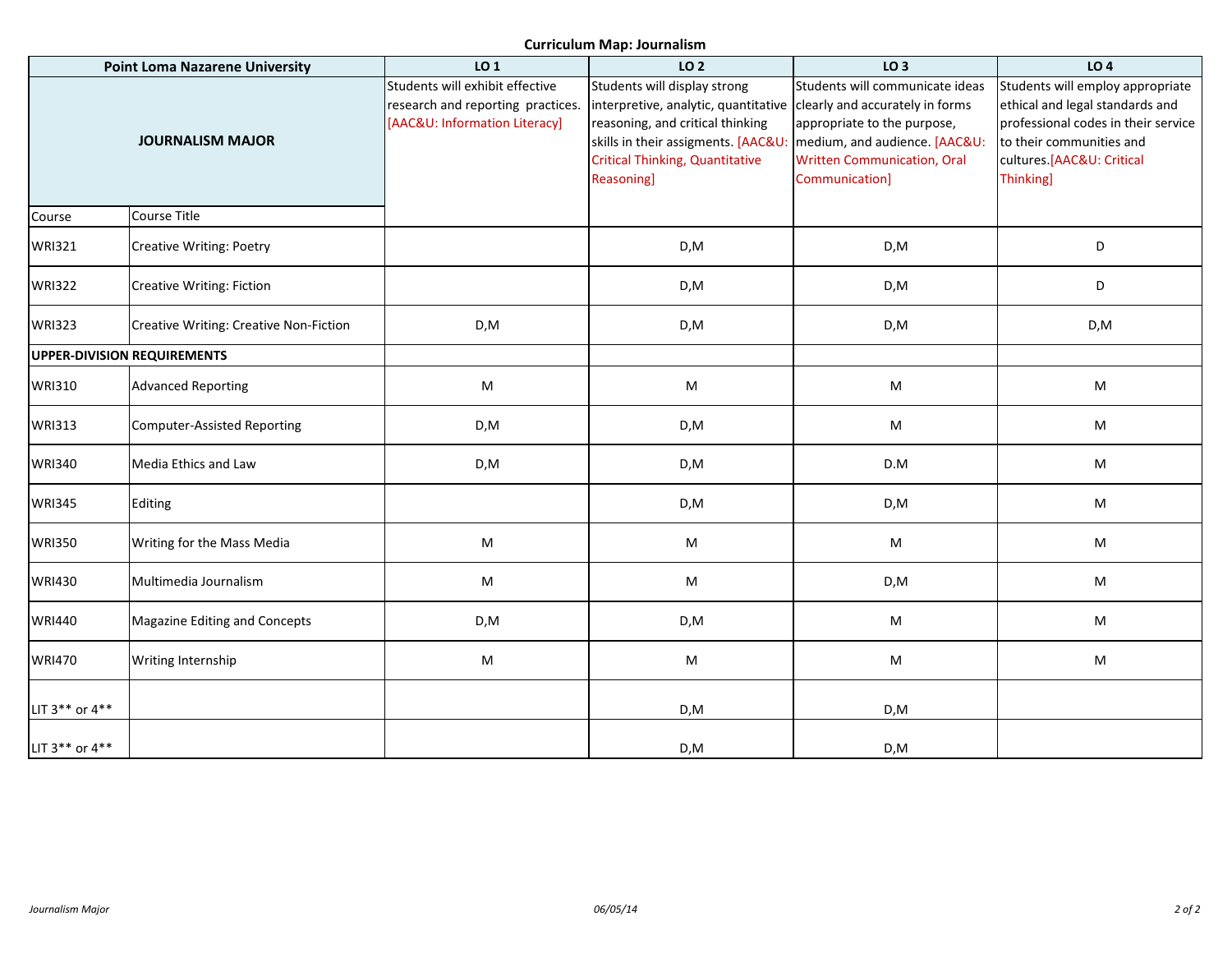# Curriculum Map: Journalism

| Point Loma Nazarene University | | LO 1 | LO 2 | LO 3 | LO 4 |
|---|---|---|---|---|---|
| **JOURNALISM MAJOR** | | Students will exhibit effective research and reporting practices. [AAC&U: Information Literacy] | Students will display strong interpretive, analytic, quantitative reasoning, and critical thinking skills in their assigments. [AAC&U: Critical Thinking, Quantitative Reasoning] | Students will communicate ideas clearly and accurately in forms appropriate to the purpose, medium, and audience. [AAC&U: Written Communication, Oral Communication] | Students will employ appropriate ethical and legal standards and professional codes in their service to their communities and cultures.[AAC&U: Critical Thinking] |
| Course | Course Title | | | | |
| WRI321 | Creative Writing: Poetry | | D,M | D,M | D |
| WRI322 | Creative Writing: Fiction | | D,M | D,M | D |
| WRI323 | Creative Writing: Creative Non-Fiction | D,M | D,M | D,M | D,M |
| **UPPER-DIVISION REQUIREMENTS** | | | | | |
| WRI310 | Advanced Reporting | M | M | M | M |
| WRI313 | Computer-Assisted Reporting | D,M | D,M | M | M |
| WRI340 | Media Ethics and Law | D,M | D,M | D.M | M |
| WRI345 | Editing | | D,M | D,M | M |
| WRI350 | Writing for the Mass Media | M | M | M | M |
| WRI430 | Multimedia Journalism | M | M | D,M | M |
| WRI440 | Magazine Editing and Concepts | D,M | D,M | M | M |
| WRI470 | Writing Internship | M | M | M | M |
| LIT 3** or 4** | | | D,M | D,M | |
| LIT 3** or 4** | | | D,M | D,M | |